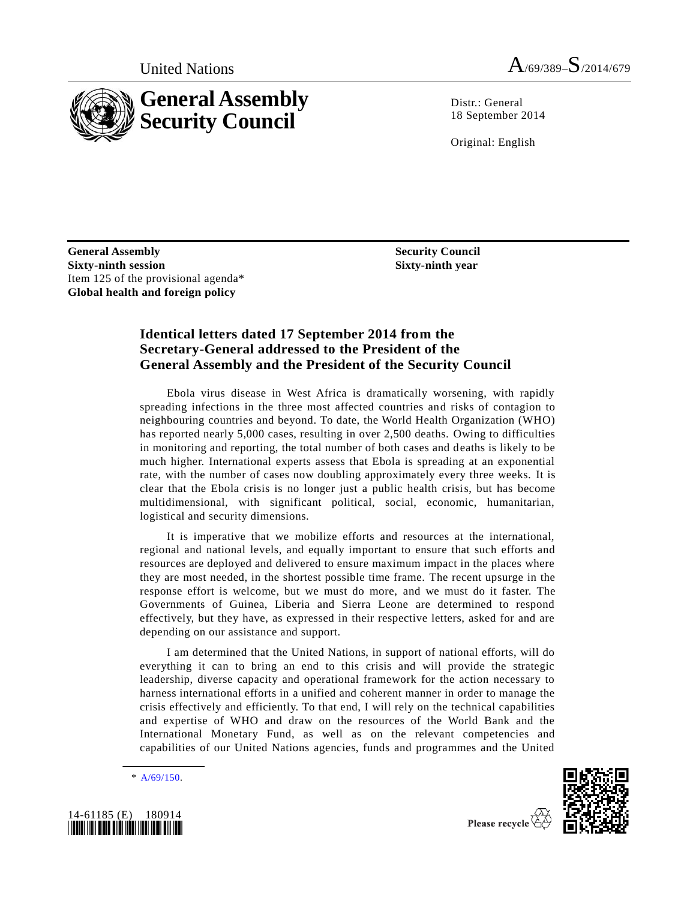United Nations

A/69/389–S/2014/679

# General Assembly Security Council

Distr.: General
18 September 2014

Original: English

**General Assembly**
**Sixty-ninth session**
Item 125 of the provisional agenda*
**Global health and foreign policy**

**Security Council**
**Sixty-ninth year**

## Identical letters dated 17 September 2014 from the Secretary-General addressed to the President of the General Assembly and the President of the Security Council

Ebola virus disease in West Africa is dramatically worsening, with rapidly spreading infections in the three most affected countries and risks of contagion to neighbouring countries and beyond. To date, the World Health Organization (WHO) has reported nearly 5,000 cases, resulting in over 2,500 deaths. Owing to difficulties in monitoring and reporting, the total number of both cases and deaths is likely to be much higher. International experts assess that Ebola is spreading at an exponential rate, with the number of cases now doubling approximately every three weeks. It is clear that the Ebola crisis is no longer just a public health crisis, but has become multidimensional, with significant political, social, economic, humanitarian, logistical and security dimensions.

It is imperative that we mobilize efforts and resources at the international, regional and national levels, and equally important to ensure that such efforts and resources are deployed and delivered to ensure maximum impact in the places where they are most needed, in the shortest possible time frame. The recent upsurge in the response effort is welcome, but we must do more, and we must do it faster. The Governments of Guinea, Liberia and Sierra Leone are determined to respond effectively, but they have, as expressed in their respective letters, asked for and are depending on our assistance and support.

I am determined that the United Nations, in support of national efforts, will do everything it can to bring an end to this crisis and will provide the strategic leadership, diverse capacity and operational framework for the action necessary to harness international efforts in a unified and coherent manner in order to manage the crisis effectively and efficiently. To that end, I will rely on the technical capabilities and expertise of WHO and draw on the resources of the World Bank and the International Monetary Fund, as well as on the relevant competencies and capabilities of our United Nations agencies, funds and programmes and the United

\* A/69/150.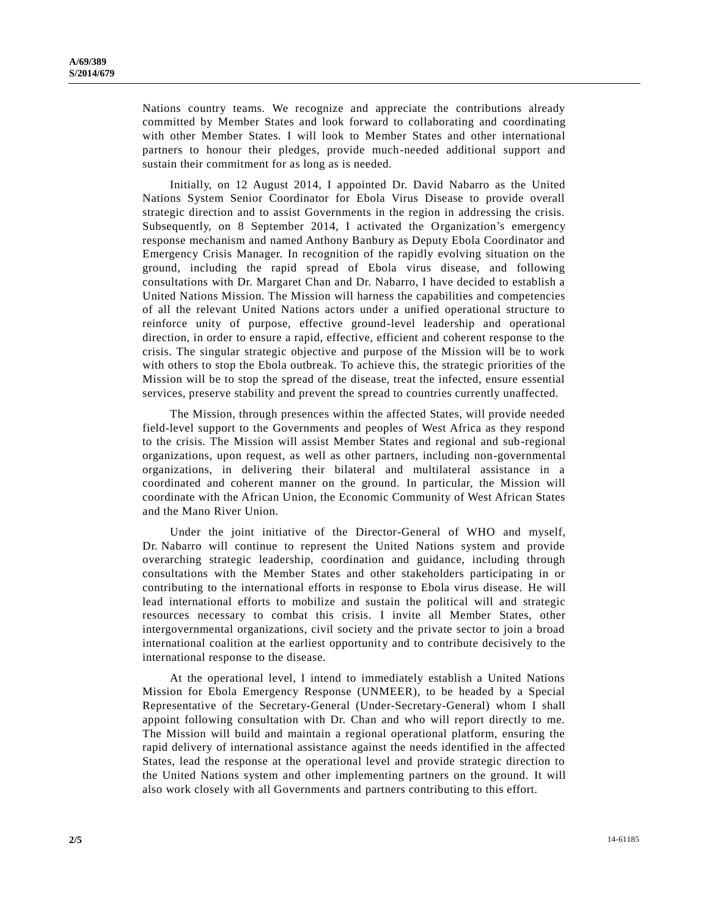Nations country teams. We recognize and appreciate the contributions already committed by Member States and look forward to collaborating and coordinating with other Member States. I will look to Member States and other international partners to honour their pledges, provide much-needed additional support and sustain their commitment for as long as is needed.

Initially, on 12 August 2014, I appointed Dr. David Nabarro as the United Nations System Senior Coordinator for Ebola Virus Disease to provide overall strategic direction and to assist Governments in the region in addressing the crisis. Subsequently, on 8 September 2014, I activated the Organization's emergency response mechanism and named Anthony Banbury as Deputy Ebola Coordinator and Emergency Crisis Manager. In recognition of the rapidly evolving situation on the ground, including the rapid spread of Ebola virus disease, and following consultations with Dr. Margaret Chan and Dr. Nabarro, I have decided to establish a United Nations Mission. The Mission will harness the capabilities and competencies of all the relevant United Nations actors under a unified operational structure to reinforce unity of purpose, effective ground-level leadership and operational direction, in order to ensure a rapid, effective, efficient and coherent response to the crisis. The singular strategic objective and purpose of the Mission will be to work with others to stop the Ebola outbreak. To achieve this, the strategic priorities of the Mission will be to stop the spread of the disease, treat the infected, ensure essential services, preserve stability and prevent the spread to countries currently unaffected.

The Mission, through presences within the affected States, will provide needed field-level support to the Governments and peoples of West Africa as they respond to the crisis. The Mission will assist Member States and regional and sub-regional organizations, upon request, as well as other partners, including non-governmental organizations, in delivering their bilateral and multilateral assistance in a coordinated and coherent manner on the ground. In particular, the Mission will coordinate with the African Union, the Economic Community of West African States and the Mano River Union.

Under the joint initiative of the Director-General of WHO and myself, Dr. Nabarro will continue to represent the United Nations system and provide overarching strategic leadership, coordination and guidance, including through consultations with the Member States and other stakeholders participating in or contributing to the international efforts in response to Ebola virus disease. He will lead international efforts to mobilize and sustain the political will and strategic resources necessary to combat this crisis. I invite all Member States, other intergovernmental organizations, civil society and the private sector to join a broad international coalition at the earliest opportunity and to contribute decisively to the international response to the disease.

At the operational level, I intend to immediately establish a United Nations Mission for Ebola Emergency Response (UNMEER), to be headed by a Special Representative of the Secretary-General (Under-Secretary-General) whom I shall appoint following consultation with Dr. Chan and who will report directly to me. The Mission will build and maintain a regional operational platform, ensuring the rapid delivery of international assistance against the needs identified in the affected States, lead the response at the operational level and provide strategic direction to the United Nations system and other implementing partners on the ground. It will also work closely with all Governments and partners contributing to this effort.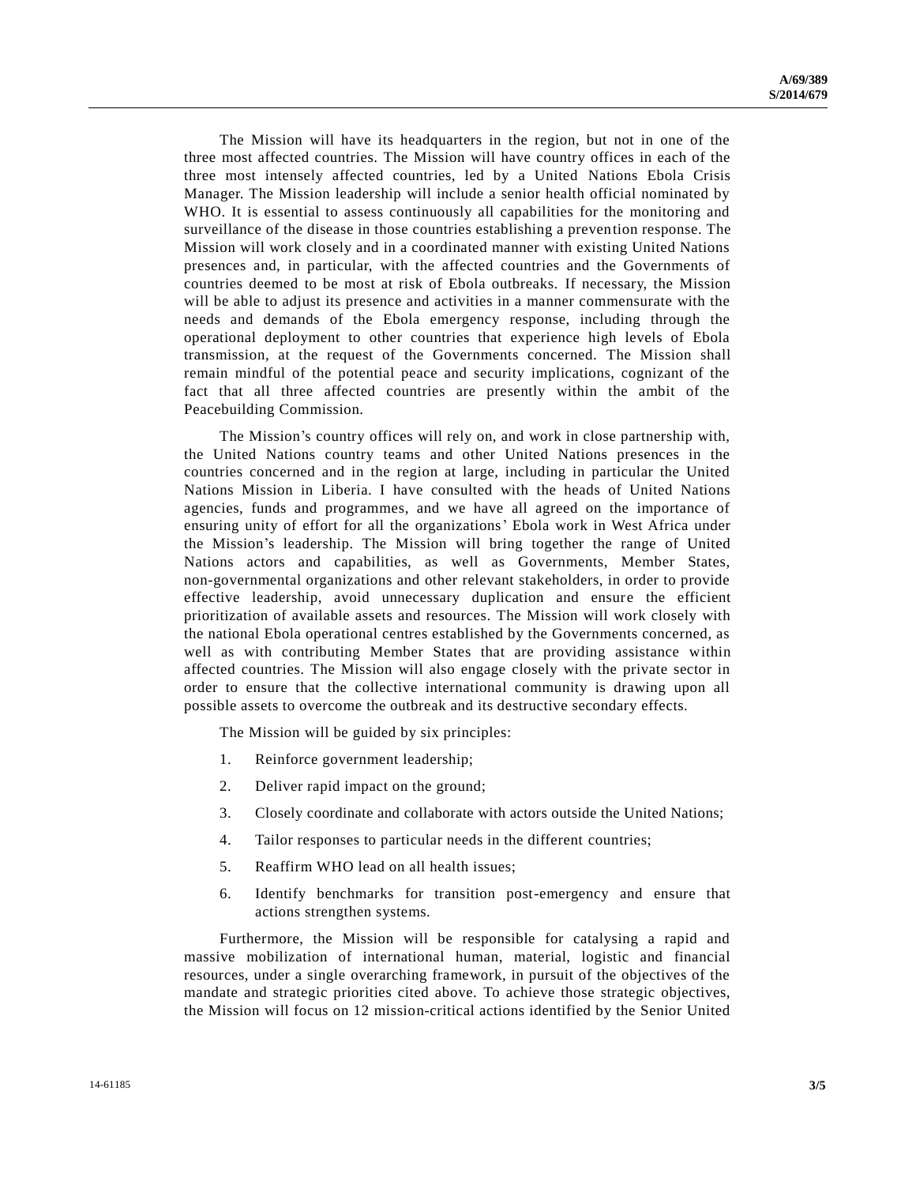The Mission will have its headquarters in the region, but not in one of the three most affected countries. The Mission will have country offices in each of the three most intensely affected countries, led by a United Nations Ebola Crisis Manager. The Mission leadership will include a senior health official nominated by WHO. It is essential to assess continuously all capabilities for the monitoring and surveillance of the disease in those countries establishing a prevention response. The Mission will work closely and in a coordinated manner with existing United Nations presences and, in particular, with the affected countries and the Governments of countries deemed to be most at risk of Ebola outbreaks. If necessary, the Mission will be able to adjust its presence and activities in a manner commensurate with the needs and demands of the Ebola emergency response, including through the operational deployment to other countries that experience high levels of Ebola transmission, at the request of the Governments concerned. The Mission shall remain mindful of the potential peace and security implications, cognizant of the fact that all three affected countries are presently within the ambit of the Peacebuilding Commission.

The Mission's country offices will rely on, and work in close partnership with, the United Nations country teams and other United Nations presences in the countries concerned and in the region at large, including in particular the United Nations Mission in Liberia. I have consulted with the heads of United Nations agencies, funds and programmes, and we have all agreed on the importance of ensuring unity of effort for all the organizations' Ebola work in West Africa under the Mission's leadership. The Mission will bring together the range of United Nations actors and capabilities, as well as Governments, Member States, non-governmental organizations and other relevant stakeholders, in order to provide effective leadership, avoid unnecessary duplication and ensure the efficient prioritization of available assets and resources. The Mission will work closely with the national Ebola operational centres established by the Governments concerned, as well as with contributing Member States that are providing assistance within affected countries. The Mission will also engage closely with the private sector in order to ensure that the collective international community is drawing upon all possible assets to overcome the outbreak and its destructive secondary effects.

The Mission will be guided by six principles:

1. Reinforce government leadership;
2. Deliver rapid impact on the ground;
3. Closely coordinate and collaborate with actors outside the United Nations;
4. Tailor responses to particular needs in the different countries;
5. Reaffirm WHO lead on all health issues;
6. Identify benchmarks for transition post-emergency and ensure that actions strengthen systems.

Furthermore, the Mission will be responsible for catalysing a rapid and massive mobilization of international human, material, logistic and financial resources, under a single overarching framework, in pursuit of the objectives of the mandate and strategic priorities cited above. To achieve those strategic objectives, the Mission will focus on 12 mission-critical actions identified by the Senior United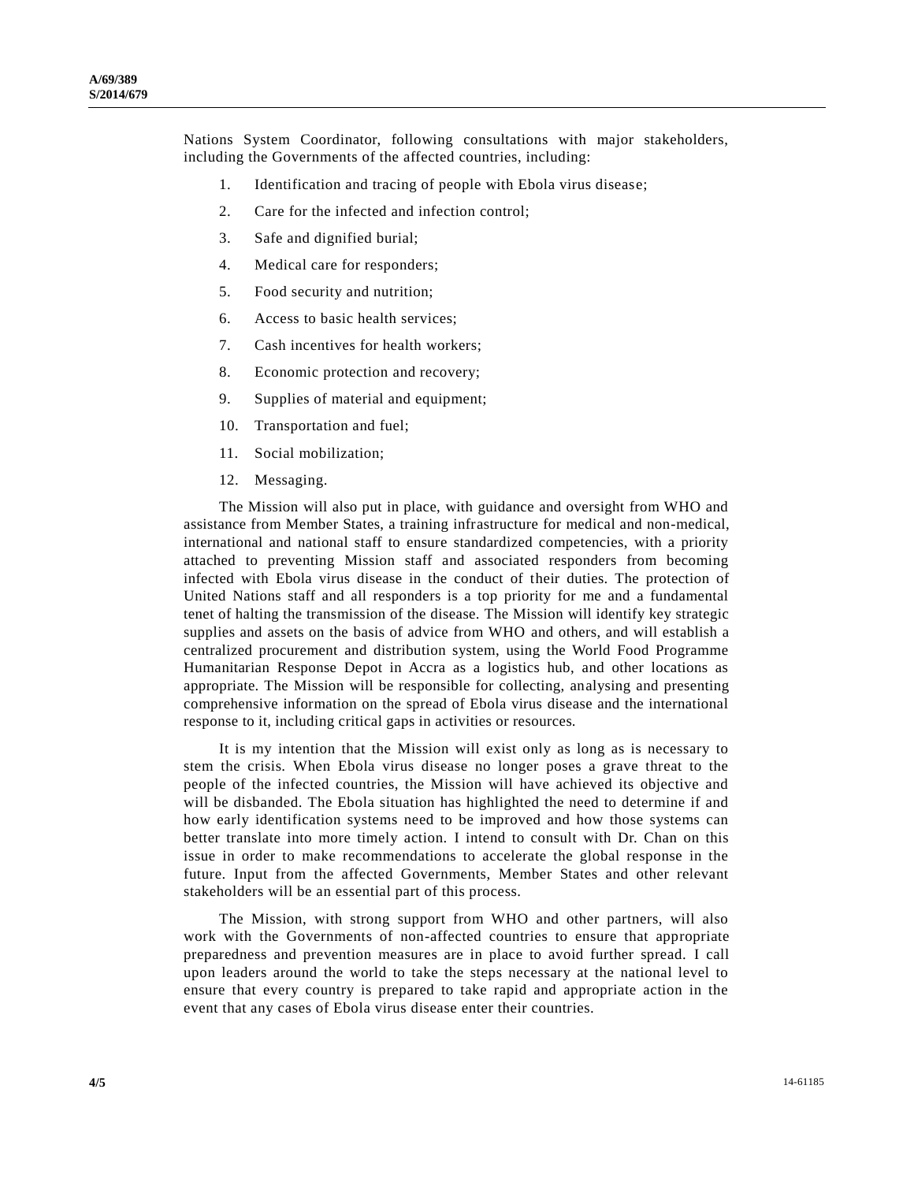Nations System Coordinator, following consultations with major stakeholders, including the Governments of the affected countries, including:

1. Identification and tracing of people with Ebola virus disease;
2. Care for the infected and infection control;
3. Safe and dignified burial;
4. Medical care for responders;
5. Food security and nutrition;
6. Access to basic health services;
7. Cash incentives for health workers;
8. Economic protection and recovery;
9. Supplies of material and equipment;
10. Transportation and fuel;
11. Social mobilization;
12. Messaging.

The Mission will also put in place, with guidance and oversight from WHO and assistance from Member States, a training infrastructure for medical and non-medical, international and national staff to ensure standardized competencies, with a priority attached to preventing Mission staff and associated responders from becoming infected with Ebola virus disease in the conduct of their duties. The protection of United Nations staff and all responders is a top priority for me and a fundamental tenet of halting the transmission of the disease. The Mission will identify key strategic supplies and assets on the basis of advice from WHO and others, and will establish a centralized procurement and distribution system, using the World Food Programme Humanitarian Response Depot in Accra as a logistics hub, and other locations as appropriate. The Mission will be responsible for collecting, analysing and presenting comprehensive information on the spread of Ebola virus disease and the international response to it, including critical gaps in activities or resources.

It is my intention that the Mission will exist only as long as is necessary to stem the crisis. When Ebola virus disease no longer poses a grave threat to the people of the infected countries, the Mission will have achieved its objective and will be disbanded. The Ebola situation has highlighted the need to determine if and how early identification systems need to be improved and how those systems can better translate into more timely action. I intend to consult with Dr. Chan on this issue in order to make recommendations to accelerate the global response in the future. Input from the affected Governments, Member States and other relevant stakeholders will be an essential part of this process.

The Mission, with strong support from WHO and other partners, will also work with the Governments of non-affected countries to ensure that appropriate preparedness and prevention measures are in place to avoid further spread. I call upon leaders around the world to take the steps necessary at the national level to ensure that every country is prepared to take rapid and appropriate action in the event that any cases of Ebola virus disease enter their countries.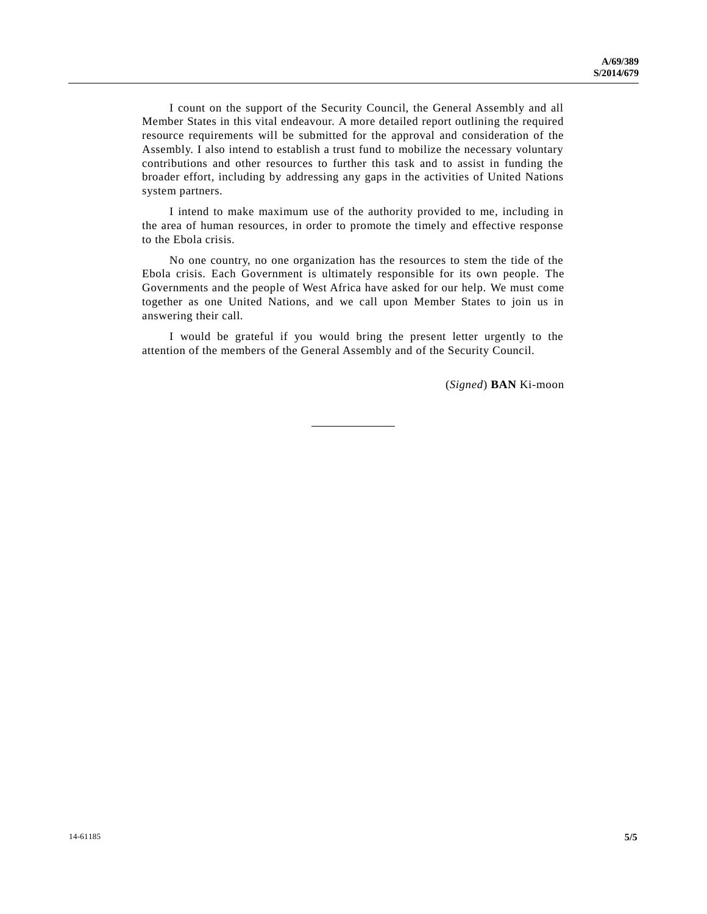I count on the support of the Security Council, the General Assembly and all Member States in this vital endeavour. A more detailed report outlining the required resource requirements will be submitted for the approval and consideration of the Assembly. I also intend to establish a trust fund to mobilize the necessary voluntary contributions and other resources to further this task and to assist in funding the broader effort, including by addressing any gaps in the activities of United Nations system partners.

I intend to make maximum use of the authority provided to me, including in the area of human resources, in order to promote the timely and effective response to the Ebola crisis.

No one country, no one organization has the resources to stem the tide of the Ebola crisis. Each Government is ultimately responsible for its own people. The Governments and the people of West Africa have asked for our help. We must come together as one United Nations, and we call upon Member States to join us in answering their call.

I would be grateful if you would bring the present letter urgently to the attention of the members of the General Assembly and of the Security Council.

(*Signed*) **BAN** Ki-moon